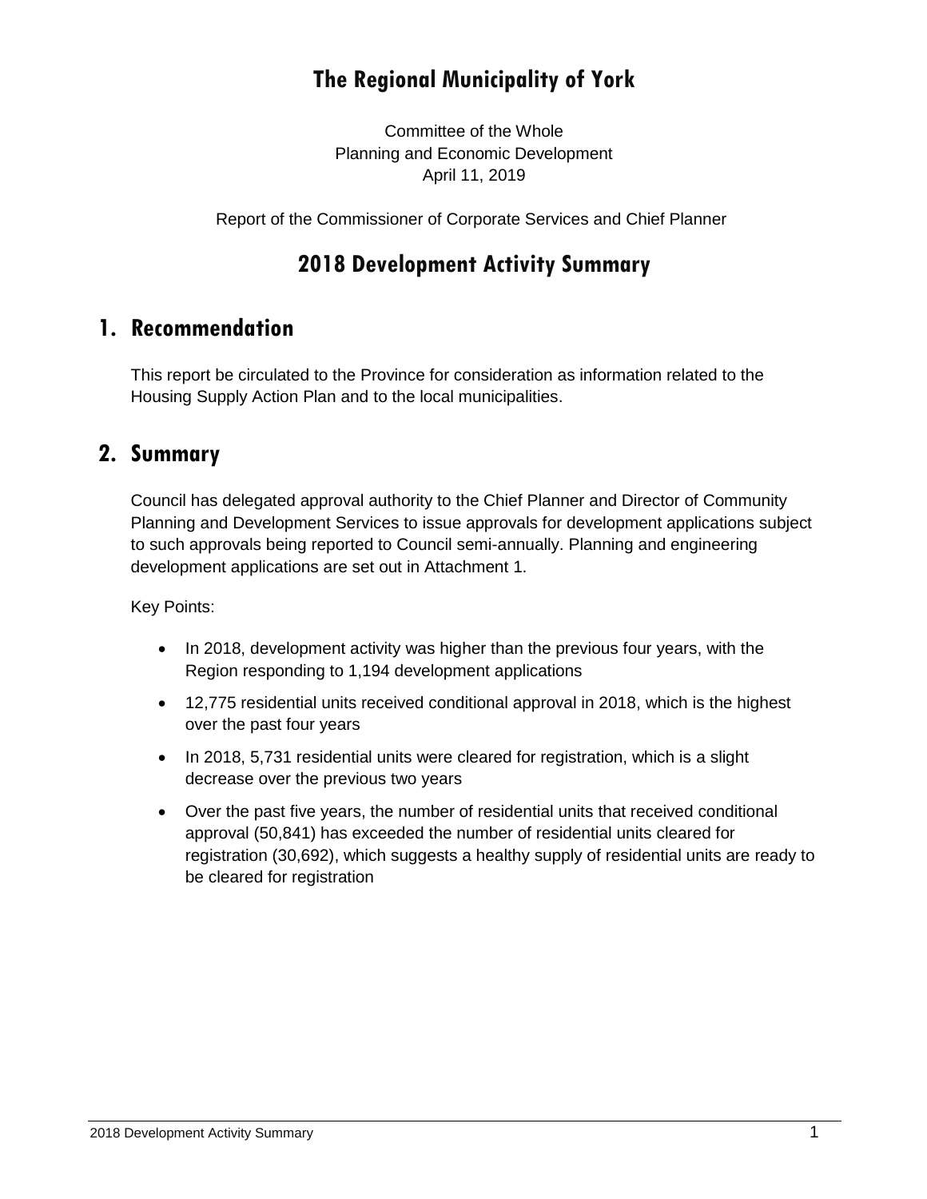# The Regional Municipality of York

Committee of the Whole
Planning and Economic Development
April 11, 2019

Report of the Commissioner of Corporate Services and Chief Planner

# 2018 Development Activity Summary

## 1. Recommendation

This report be circulated to the Province for consideration as information related to the Housing Supply Action Plan and to the local municipalities.

## 2. Summary

Council has delegated approval authority to the Chief Planner and Director of Community Planning and Development Services to issue approvals for development applications subject to such approvals being reported to Council semi-annually. Planning and engineering development applications are set out in Attachment 1.

Key Points:

- In 2018, development activity was higher than the previous four years, with the Region responding to 1,194 development applications
- 12,775 residential units received conditional approval in 2018, which is the highest over the past four years
- In 2018, 5,731 residential units were cleared for registration, which is a slight decrease over the previous two years
- Over the past five years, the number of residential units that received conditional approval (50,841) has exceeded the number of residential units cleared for registration (30,692), which suggests a healthy supply of residential units are ready to be cleared for registration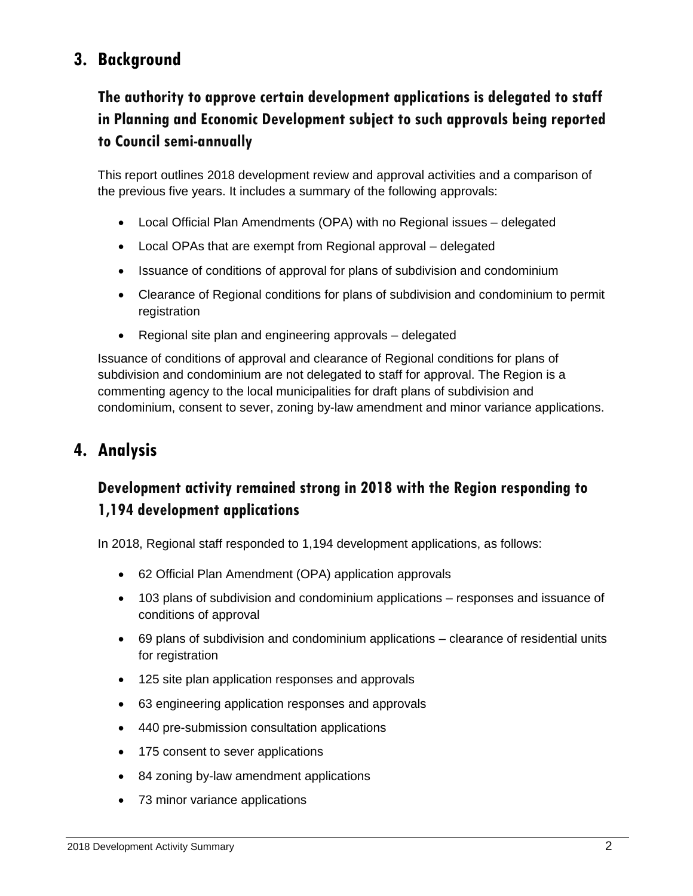## 3. Background

### The authority to approve certain development applications is delegated to staff in Planning and Economic Development subject to such approvals being reported to Council semi-annually

This report outlines 2018 development review and approval activities and a comparison of the previous five years. It includes a summary of the following approvals:

- Local Official Plan Amendments (OPA) with no Regional issues – delegated
- Local OPAs that are exempt from Regional approval – delegated
- Issuance of conditions of approval for plans of subdivision and condominium
- Clearance of Regional conditions for plans of subdivision and condominium to permit registration
- Regional site plan and engineering approvals – delegated

Issuance of conditions of approval and clearance of Regional conditions for plans of subdivision and condominium are not delegated to staff for approval. The Region is a commenting agency to the local municipalities for draft plans of subdivision and condominium, consent to sever, zoning by-law amendment and minor variance applications.

## 4. Analysis

### Development activity remained strong in 2018 with the Region responding to 1,194 development applications

In 2018, Regional staff responded to 1,194 development applications, as follows:

- 62 Official Plan Amendment (OPA) application approvals
- 103 plans of subdivision and condominium applications – responses and issuance of conditions of approval
- 69 plans of subdivision and condominium applications – clearance of residential units for registration
- 125 site plan application responses and approvals
- 63 engineering application responses and approvals
- 440 pre-submission consultation applications
- 175 consent to sever applications
- 84 zoning by-law amendment applications
- 73 minor variance applications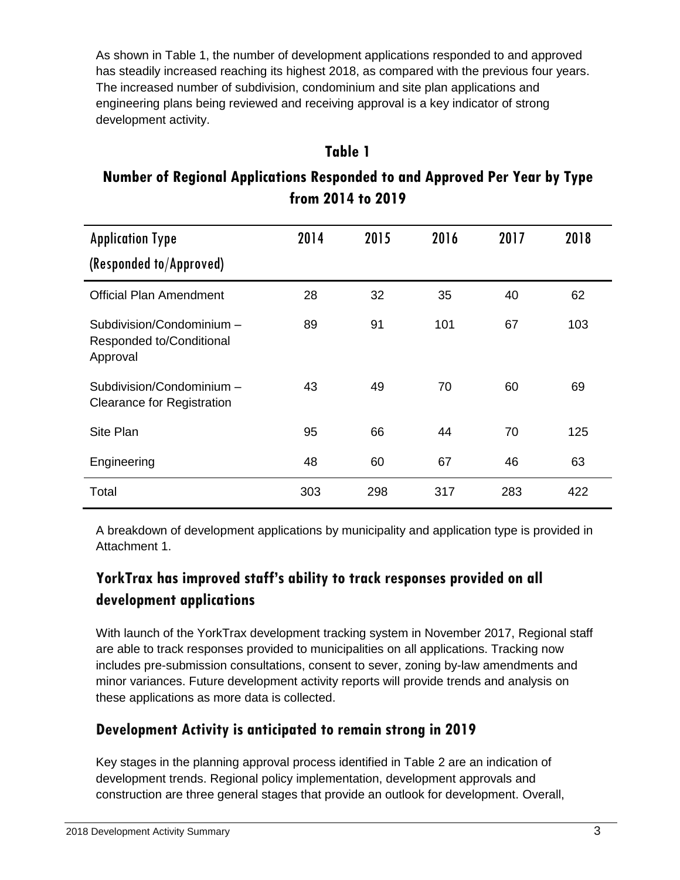As shown in Table 1, the number of development applications responded to and approved has steadily increased reaching its highest 2018, as compared with the previous four years. The increased number of subdivision, condominium and site plan applications and engineering plans being reviewed and receiving approval is a key indicator of strong development activity.

**Table 1**

**Number of Regional Applications Responded to and Approved Per Year by Type from 2014 to 2019**

| Application Type (Responded to/Approved) | 2014 | 2015 | 2016 | 2017 | 2018 |
|---|---|---|---|---|---|
| Official Plan Amendment | 28 | 32 | 35 | 40 | 62 |
| Subdivision/Condominium – Responded to/Conditional Approval | 89 | 91 | 101 | 67 | 103 |
| Subdivision/Condominium – Clearance for Registration | 43 | 49 | 70 | 60 | 69 |
| Site Plan | 95 | 66 | 44 | 70 | 125 |
| Engineering | 48 | 60 | 67 | 46 | 63 |
| Total | 303 | 298 | 317 | 283 | 422 |

A breakdown of development applications by municipality and application type is provided in Attachment 1.

## YorkTrax has improved staff's ability to track responses provided on all development applications

With launch of the YorkTrax development tracking system in November 2017, Regional staff are able to track responses provided to municipalities on all applications. Tracking now includes pre-submission consultations, consent to sever, zoning by-law amendments and minor variances. Future development activity reports will provide trends and analysis on these applications as more data is collected.

## Development Activity is anticipated to remain strong in 2019

Key stages in the planning approval process identified in Table 2 are an indication of development trends. Regional policy implementation, development approvals and construction are three general stages that provide an outlook for development. Overall,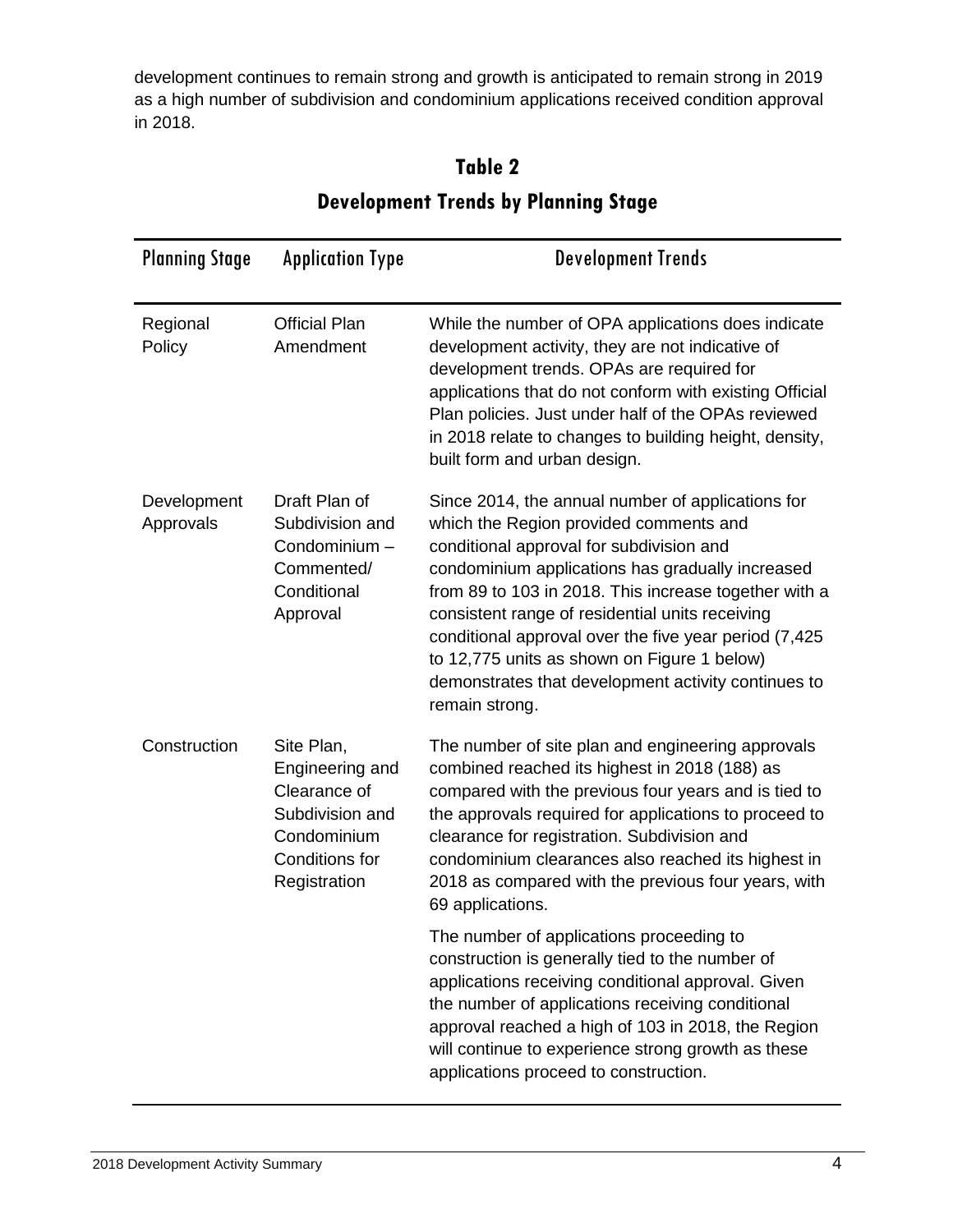development continues to remain strong and growth is anticipated to remain strong in 2019 as a high number of subdivision and condominium applications received condition approval in 2018.

## Table 2

## Development Trends by Planning Stage

| Planning Stage | Application Type | Development Trends |
|---|---|---|
| Regional Policy | Official Plan Amendment | While the number of OPA applications does indicate development activity, they are not indicative of development trends. OPAs are required for applications that do not conform with existing Official Plan policies. Just under half of the OPAs reviewed in 2018 relate to changes to building height, density, built form and urban design. |
| Development Approvals | Draft Plan of Subdivision and Condominium – Commented/ Conditional Approval | Since 2014, the annual number of applications for which the Region provided comments and conditional approval for subdivision and condominium applications has gradually increased from 89 to 103 in 2018. This increase together with a consistent range of residential units receiving conditional approval over the five year period (7,425 to 12,775 units as shown on Figure 1 below) demonstrates that development activity continues to remain strong. |
| Construction | Site Plan, Engineering and Clearance of Subdivision and Condominium Conditions for Registration | The number of site plan and engineering approvals combined reached its highest in 2018 (188) as compared with the previous four years and is tied to the approvals required for applications to proceed to clearance for registration. Subdivision and condominium clearances also reached its highest in 2018 as compared with the previous four years, with 69 applications.<br><br>The number of applications proceeding to construction is generally tied to the number of applications receiving conditional approval. Given the number of applications receiving conditional approval reached a high of 103 in 2018, the Region will continue to experience strong growth as these applications proceed to construction. |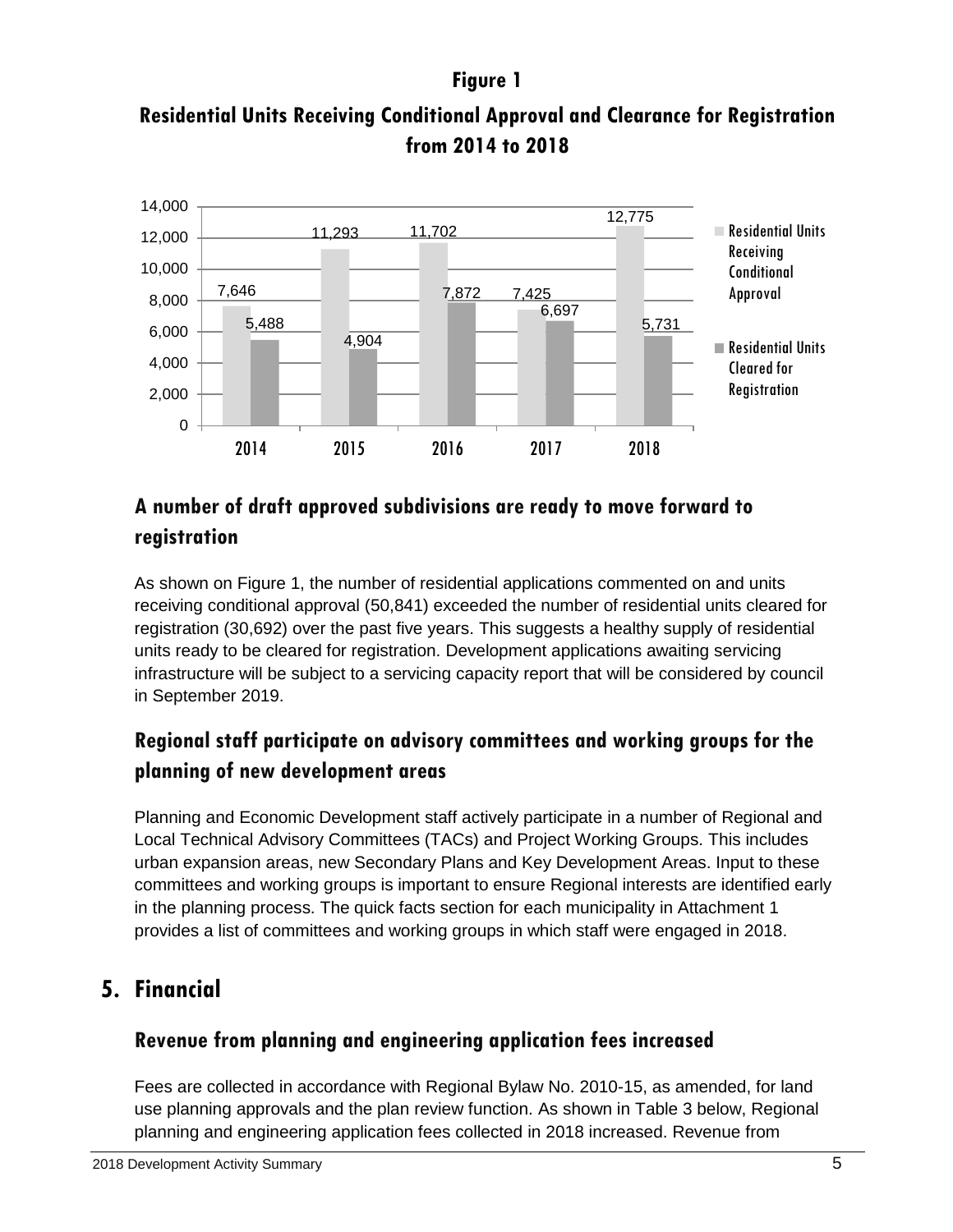**Figure 1**

**Residential Units Receiving Conditional Approval and Clearance for Registration from 2014 to 2018**

| Year | Residential Units Receiving Conditional Approval | Residential Units Cleared for Registration |
|---|---|---|
| 2014 | 7,646 | 5,488 |
| 2015 | 11,293 | 4,904 |
| 2016 | 11,702 | 7,872 |
| 2017 | 7,425 | 6,697 |
| 2018 | 12,775 | 5,731 |

## A number of draft approved subdivisions are ready to move forward to registration

As shown on Figure 1, the number of residential applications commented on and units receiving conditional approval (50,841) exceeded the number of residential units cleared for registration (30,692) over the past five years. This suggests a healthy supply of residential units ready to be cleared for registration. Development applications awaiting servicing infrastructure will be subject to a servicing capacity report that will be considered by council in September 2019.

## Regional staff participate on advisory committees and working groups for the planning of new development areas

Planning and Economic Development staff actively participate in a number of Regional and Local Technical Advisory Committees (TACs) and Project Working Groups. This includes urban expansion areas, new Secondary Plans and Key Development Areas. Input to these committees and working groups is important to ensure Regional interests are identified early in the planning process. The quick facts section for each municipality in Attachment 1 provides a list of committees and working groups in which staff were engaged in 2018.

# 5. Financial

## Revenue from planning and engineering application fees increased

Fees are collected in accordance with Regional Bylaw No. 2010-15, as amended, for land use planning approvals and the plan review function. As shown in Table 3 below, Regional planning and engineering application fees collected in 2018 increased. Revenue from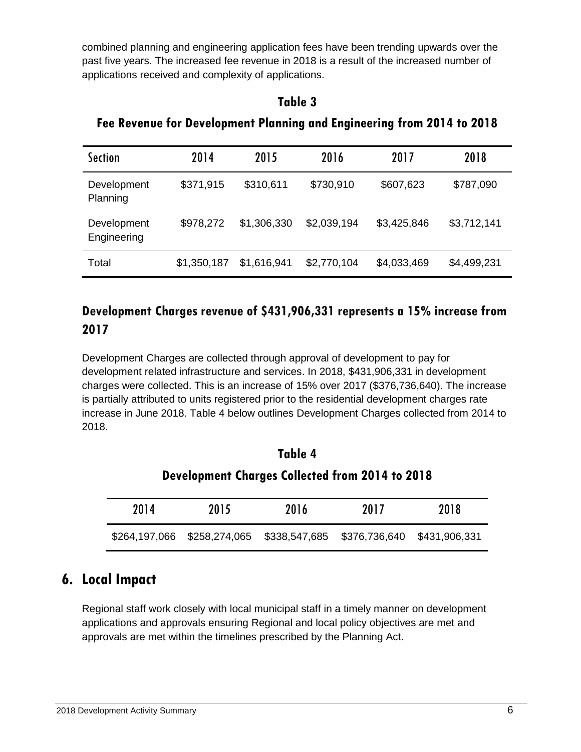combined planning and engineering application fees have been trending upwards over the past five years. The increased fee revenue in 2018 is a result of the increased number of applications received and complexity of applications.

**Table 3**

**Fee Revenue for Development Planning and Engineering from 2014 to 2018**

| Section | 2014 | 2015 | 2016 | 2017 | 2018 |
|---|---|---|---|---|---|
| Development Planning | $371,915 | $310,611 | $730,910 | $607,623 | $787,090 |
| Development Engineering | $978,272 | $1,306,330 | $2,039,194 | $3,425,846 | $3,712,141 |
| Total | $1,350,187 | $1,616,941 | $2,770,104 | $4,033,469 | $4,499,231 |

### Development Charges revenue of $431,906,331 represents a 15% increase from 2017

Development Charges are collected through approval of development to pay for development related infrastructure and services. In 2018, $431,906,331 in development charges were collected. This is an increase of 15% over 2017 ($376,736,640). The increase is partially attributed to units registered prior to the residential development charges rate increase in June 2018. Table 4 below outlines Development Charges collected from 2014 to 2018.

**Table 4**

**Development Charges Collected from 2014 to 2018**

| 2014 | 2015 | 2016 | 2017 | 2018 |
|---|---|---|---|---|
| $264,197,066 | $258,274,065 | $338,547,685 | $376,736,640 | $431,906,331 |

## 6. Local Impact

Regional staff work closely with local municipal staff in a timely manner on development applications and approvals ensuring Regional and local policy objectives are met and approvals are met within the timelines prescribed by the Planning Act.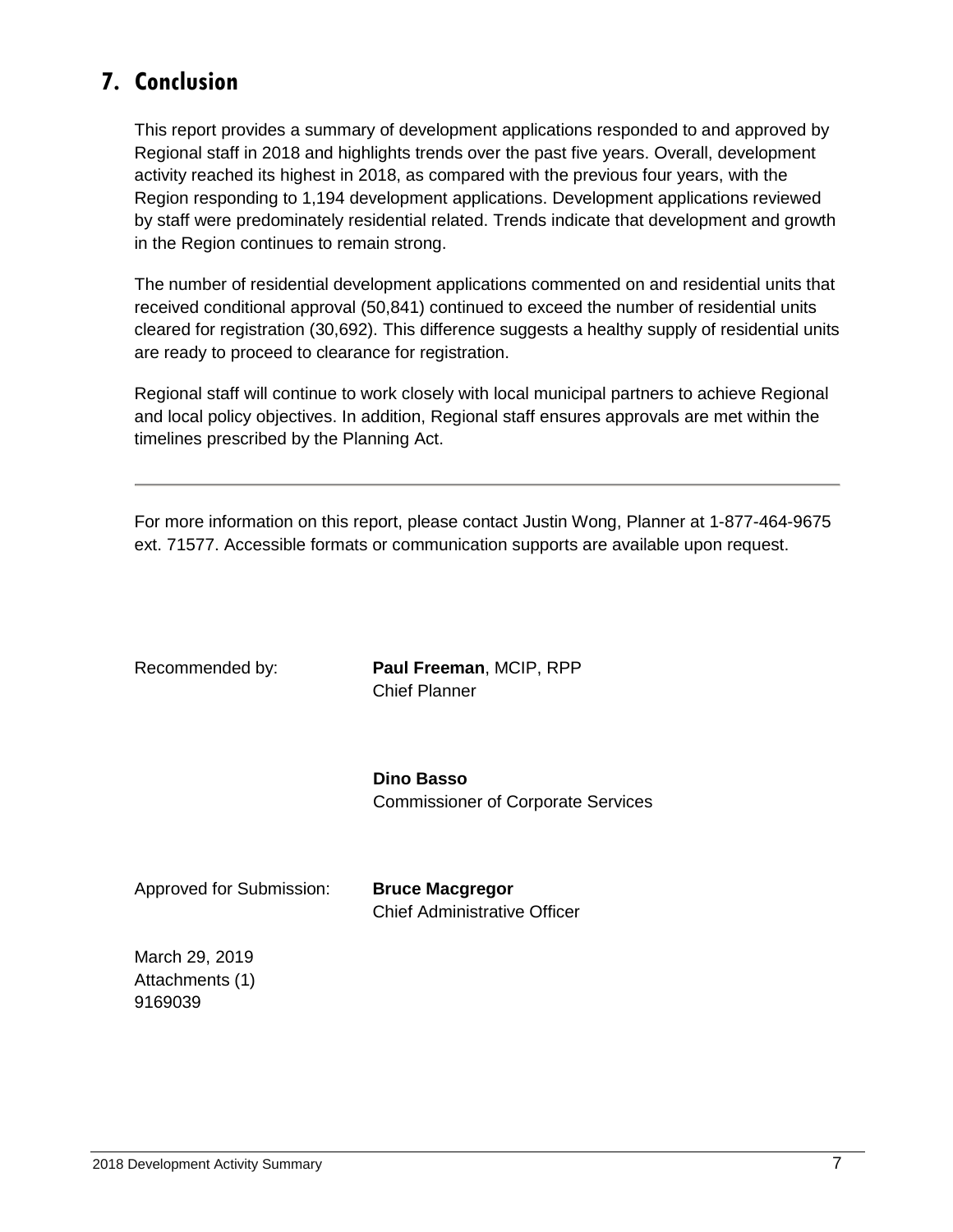## 7. Conclusion

This report provides a summary of development applications responded to and approved by Regional staff in 2018 and highlights trends over the past five years. Overall, development activity reached its highest in 2018, as compared with the previous four years, with the Region responding to 1,194 development applications. Development applications reviewed by staff were predominately residential related. Trends indicate that development and growth in the Region continues to remain strong.

The number of residential development applications commented on and residential units that received conditional approval (50,841) continued to exceed the number of residential units cleared for registration (30,692). This difference suggests a healthy supply of residential units are ready to proceed to clearance for registration.

Regional staff will continue to work closely with local municipal partners to achieve Regional and local policy objectives. In addition, Regional staff ensures approvals are met within the timelines prescribed by the Planning Act.

---

For more information on this report, please contact Justin Wong, Planner at 1-877-464-9675 ext. 71577. Accessible formats or communication supports are available upon request.

Recommended by: **Paul Freeman**, MCIP, RPP
Chief Planner

**Dino Basso**
Commissioner of Corporate Services

Approved for Submission: **Bruce Macgregor**
Chief Administrative Officer

March 29, 2019
Attachments (1)
9169039